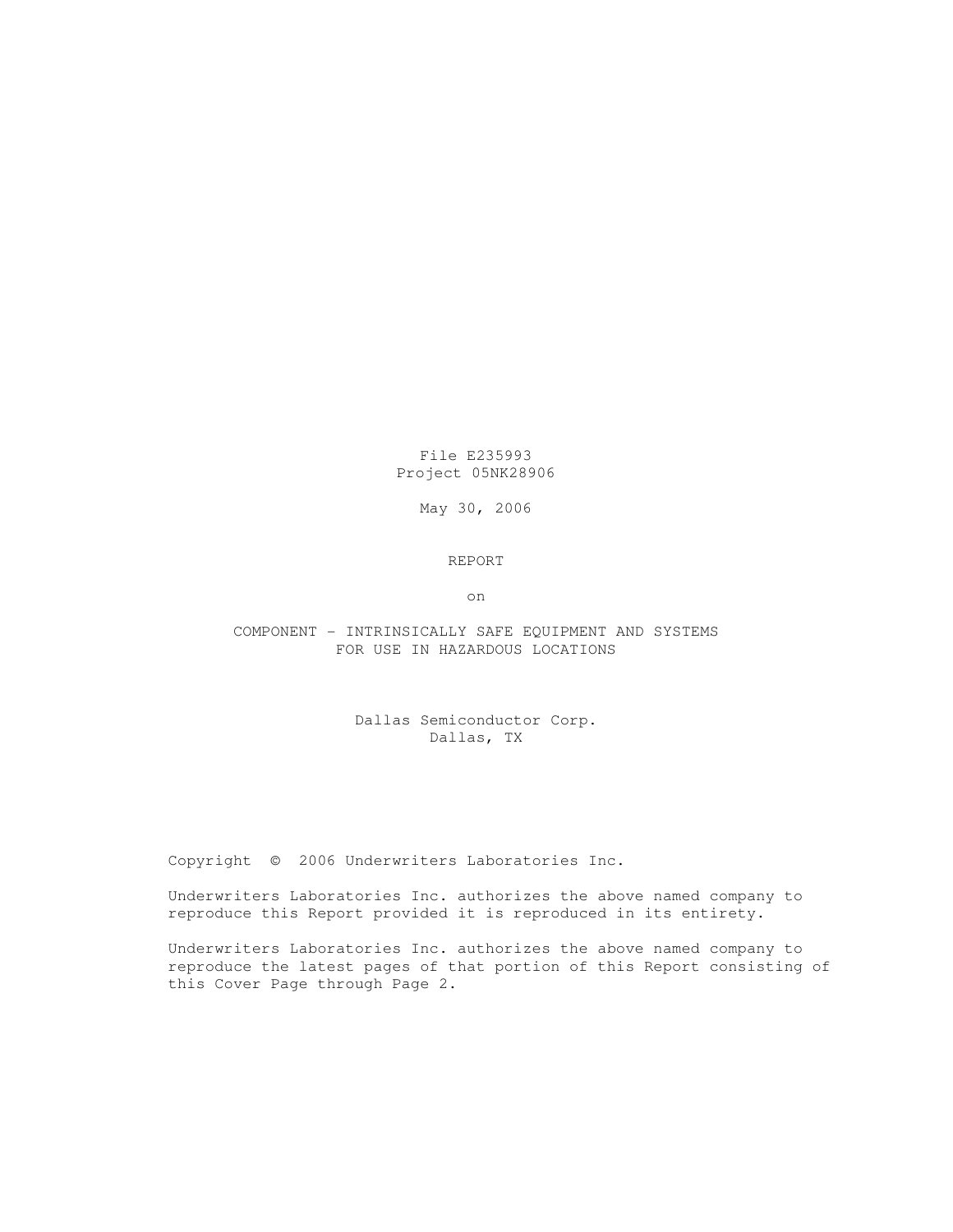File E235993

Project 05NK28906

May 30, 2006

REPORT

on

COMPONENT - INTRINSICALLY SAFE EQUIPMENT AND SYSTEMS FOR USE IN HAZARDOUS LOCATIONS

Dallas Semiconductor Corp.

Dallas, TX

Copyright © 2006 Underwriters Laboratories Inc.

Underwriters Laboratories Inc. authorizes the above named company to reproduce this Report provided it is reproduced in its entirety.

Underwriters Laboratories Inc. authorizes the above named company to reproduce the latest pages of that portion of this Report consisting of this Cover Page through Page 2.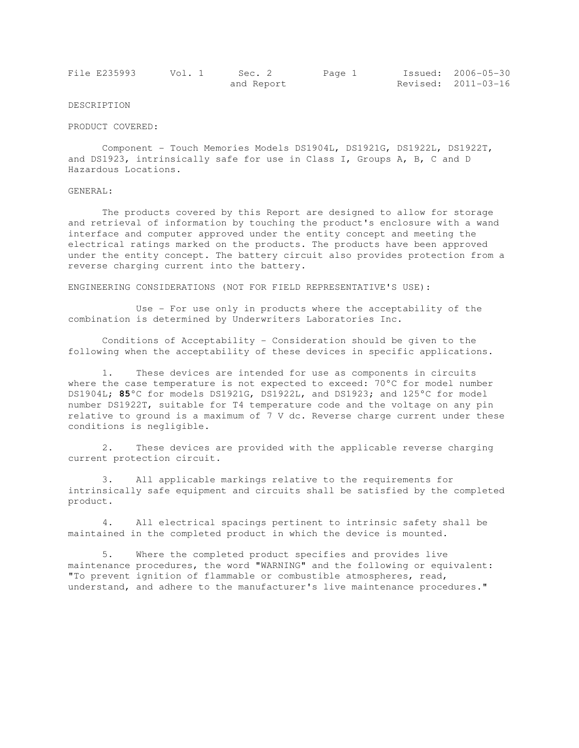DESCRIPTION

PRODUCT COVERED:

Component - Touch Memories Models DS1904L, DS1921G, DS1922L, DS1922T, and DS1923, intrinsically safe for use in Class I, Groups A, B, C and D Hazardous Locations.

GENERAL:

The products covered by this Report are designed to allow for storage and retrieval of information by touching the product's enclosure with a wand interface and computer approved under the entity concept and meeting the electrical ratings marked on the products. The products have been approved under the entity concept. The battery circuit also provides protection from a reverse charging current into the battery.

ENGINEERING CONSIDERATIONS (NOT FOR FIELD REPRESENTATIVE'S USE):

Use - For use only in products where the acceptability of the combination is determined by Underwriters Laboratories Inc.

Conditions of Acceptability - Consideration should be given to the following when the acceptability of these devices in specific applications.

1. These devices are intended for use as components in circuits where the case temperature is not expected to exceed: 70°C for model number DS1904L; **85**°C for models DS1921G, DS1922L, and DS1923; and 125°C for model number DS1922T, suitable for T4 temperature code and the voltage on any pin relative to ground is a maximum of 7 V dc. Reverse charge current under these conditions is negligible.

2. These devices are provided with the applicable reverse charging current protection circuit.

3. All applicable markings relative to the requirements for intrinsically safe equipment and circuits shall be satisfied by the completed product.

4. All electrical spacings pertinent to intrinsic safety shall be maintained in the completed product in which the device is mounted.

5. Where the completed product specifies and provides live maintenance procedures, the word "WARNING" and the following or equivalent: "To prevent ignition of flammable or combustible atmospheres, read, understand, and adhere to the manufacturer's live maintenance procedures."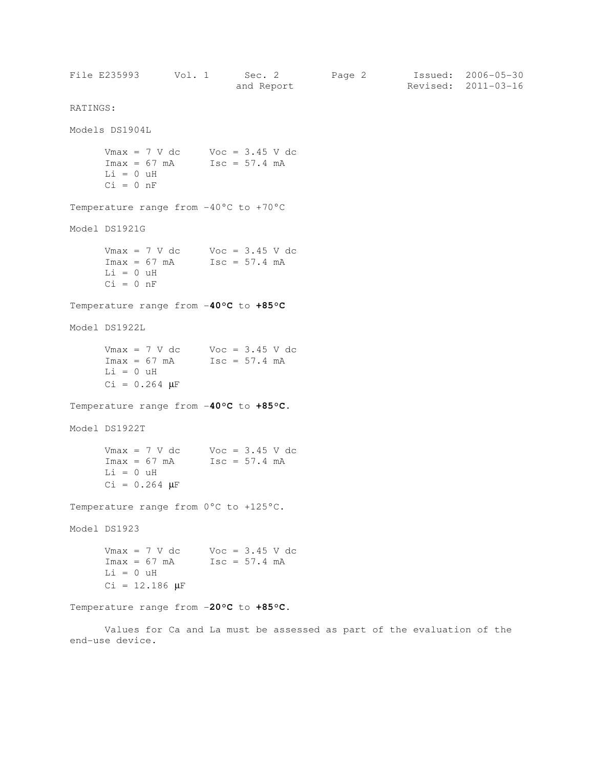RATINGS:

Models DS1904L

$V_{max}$ = 7 V dc     $V_{oc}$ = 3.45 V dc
$I_{max}$ = 67 mA     $I_{sc}$ = 57.4 mA
$L_i$ = 0 uH
$C_i$ = 0 nF

Temperature range from −40°C to +70°C

Model DS1921G

$V_{max}$ = 7 V dc     $V_{oc}$ = 3.45 V dc
$I_{max}$ = 67 mA     $I_{sc}$ = 57.4 mA
$L_i$ = 0 uH
$C_i$ = 0 nF

Temperature range from −**40°C** to **+85°C**

Model DS1922L

$V_{max}$ = 7 V dc     $V_{oc}$ = 3.45 V dc
$I_{max}$ = 67 mA     $I_{sc}$ = 57.4 mA
$L_i$ = 0 uH
$C_i$ = 0.264 µF

Temperature range from −**40°C** to **+85°C.**

Model DS1922T

$V_{max}$ = 7 V dc     $V_{oc}$ = 3.45 V dc
$I_{max}$ = 67 mA     $I_{sc}$ = 57.4 mA
$L_i$ = 0 uH
$C_i$ = 0.264 µF

Temperature range from 0°C to +125°C.

Model DS1923

$V_{max}$ = 7 V dc     $V_{oc}$ = 3.45 V dc
$I_{max}$ = 67 mA     $I_{sc}$ = 57.4 mA
$L_i$ = 0 uH
$C_i$ = 12.186 µF

Temperature range from −**20°C** to **+85°C.**

Values for $C_a$ and $L_a$ must be assessed as part of the evaluation of the end-use device.